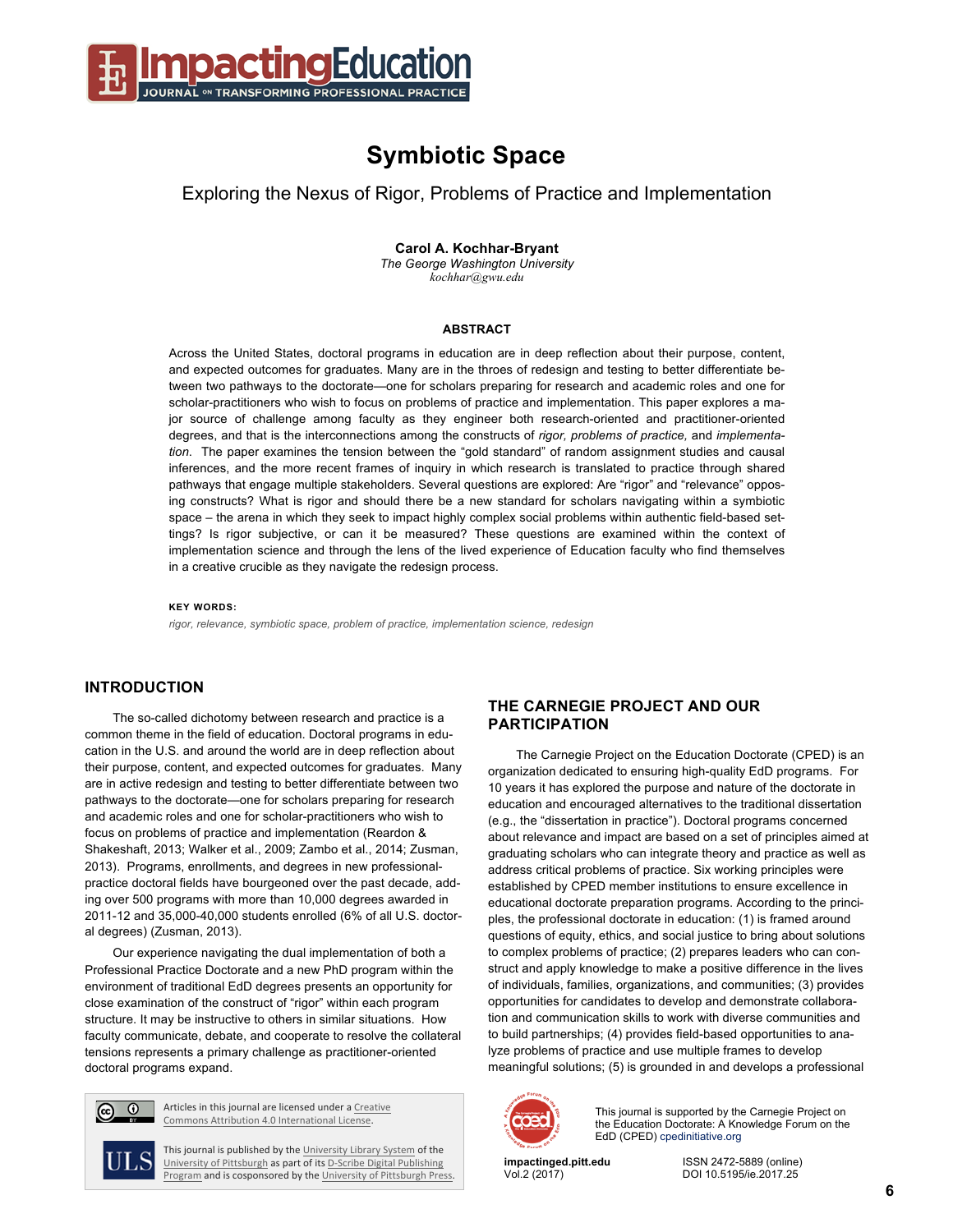# Symbiotic Space

## Exploring the Nexus of Rigor, Problems of Practice and Implementation

**Carol A. Kochhar-Bryant**
*The George Washington University*
*kochhar@gwu.edu*

### ABSTRACT

Across the United States, doctoral programs in education are in deep reflection about their purpose, content, and expected outcomes for graduates. Many are in the throes of redesign and testing to better differentiate between two pathways to the doctorate—one for scholars preparing for research and academic roles and one for scholar-practitioners who wish to focus on problems of practice and implementation. This paper explores a major source of challenge among faculty as they engineer both research-oriented and practitioner-oriented degrees, and that is the interconnections among the constructs of *rigor, problems of practice,* and *implementation*. The paper examines the tension between the "gold standard" of random assignment studies and causal inferences, and the more recent frames of inquiry in which research is translated to practice through shared pathways that engage multiple stakeholders. Several questions are explored: Are "rigor" and "relevance" opposing constructs? What is rigor and should there be a new standard for scholars navigating within a symbiotic space – the arena in which they seek to impact highly complex social problems within authentic field-based settings? Is rigor subjective, or can it be measured? These questions are examined within the context of implementation science and through the lens of the lived experience of Education faculty who find themselves in a creative crucible as they navigate the redesign process.

**KEY WORDS:**

*rigor, relevance, symbiotic space, problem of practice, implementation science, redesign*

## INTRODUCTION

The so-called dichotomy between research and practice is a common theme in the field of education. Doctoral programs in education in the U.S. and around the world are in deep reflection about their purpose, content, and expected outcomes for graduates. Many are in active redesign and testing to better differentiate between two pathways to the doctorate—one for scholars preparing for research and academic roles and one for scholar-practitioners who wish to focus on problems of practice and implementation (Reardon & Shakeshaft, 2013; Walker et al., 2009; Zambo et al., 2014; Zusman, 2013). Programs, enrollments, and degrees in new professional-practice doctoral fields have bourgeoned over the past decade, adding over 500 programs with more than 10,000 degrees awarded in 2011-12 and 35,000-40,000 students enrolled (6% of all U.S. doctoral degrees) (Zusman, 2013).

Our experience navigating the dual implementation of both a Professional Practice Doctorate and a new PhD program within the environment of traditional EdD degrees presents an opportunity for close examination of the construct of "rigor" within each program structure. It may be instructive to others in similar situations. How faculty communicate, debate, and cooperate to resolve the collateral tensions represents a primary challenge as practitioner-oriented doctoral programs expand.

## THE CARNEGIE PROJECT AND OUR PARTICIPATION

The Carnegie Project on the Education Doctorate (CPED) is an organization dedicated to ensuring high-quality EdD programs. For 10 years it has explored the purpose and nature of the doctorate in education and encouraged alternatives to the traditional dissertation (e.g., the "dissertation in practice"). Doctoral programs concerned about relevance and impact are based on a set of principles aimed at graduating scholars who can integrate theory and practice as well as address critical problems of practice. Six working principles were established by CPED member institutions to ensure excellence in educational doctorate preparation programs. According to the principles, the professional doctorate in education: (1) is framed around questions of equity, ethics, and social justice to bring about solutions to complex problems of practice; (2) prepares leaders who can construct and apply knowledge to make a positive difference in the lives of individuals, families, organizations, and communities; (3) provides opportunities for candidates to develop and demonstrate collaboration and communication skills to work with diverse communities and to build partnerships; (4) provides field-based opportunities to analyze problems of practice and use multiple frames to develop meaningful solutions; (5) is grounded in and develops a professional

Articles in this journal are licensed under a Creative Commons Attribution 4.0 International License.

This journal is published by the University Library System of the University of Pittsburgh as part of its D-Scribe Digital Publishing Program and is cosponsored by the University of Pittsburgh Press.

This journal is supported by the Carnegie Project on the Education Doctorate: A Knowledge Forum on the EdD (CPED) cpedinitiative.org

ISSN 2472-5889 (online)
DOI 10.5195/ie.2017.25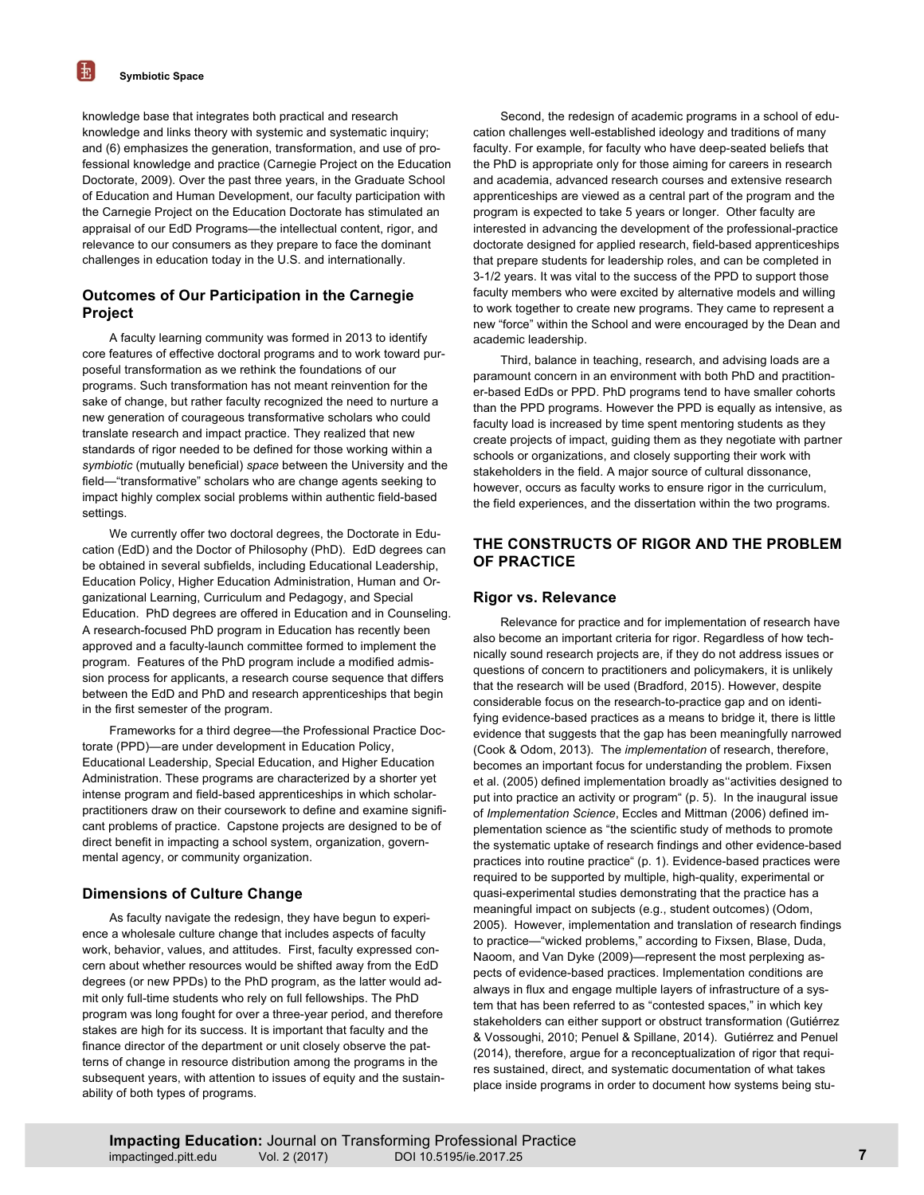knowledge base that integrates both practical and research knowledge and links theory with systemic and systematic inquiry; and (6) emphasizes the generation, transformation, and use of professional knowledge and practice (Carnegie Project on the Education Doctorate, 2009). Over the past three years, in the Graduate School of Education and Human Development, our faculty participation with the Carnegie Project on the Education Doctorate has stimulated an appraisal of our EdD Programs—the intellectual content, rigor, and relevance to our consumers as they prepare to face the dominant challenges in education today in the U.S. and internationally.

### Outcomes of Our Participation in the Carnegie Project

A faculty learning community was formed in 2013 to identify core features of effective doctoral programs and to work toward purposeful transformation as we rethink the foundations of our programs. Such transformation has not meant reinvention for the sake of change, but rather faculty recognized the need to nurture a new generation of courageous transformative scholars who could translate research and impact practice. They realized that new standards of rigor needed to be defined for those working within a *symbiotic* (mutually beneficial) *space* between the University and the field—"transformative" scholars who are change agents seeking to impact highly complex social problems within authentic field-based settings.

We currently offer two doctoral degrees, the Doctorate in Education (EdD) and the Doctor of Philosophy (PhD). EdD degrees can be obtained in several subfields, including Educational Leadership, Education Policy, Higher Education Administration, Human and Organizational Learning, Curriculum and Pedagogy, and Special Education. PhD degrees are offered in Education and in Counseling. A research-focused PhD program in Education has recently been approved and a faculty-launch committee formed to implement the program. Features of the PhD program include a modified admission process for applicants, a research course sequence that differs between the EdD and PhD and research apprenticeships that begin in the first semester of the program.

Frameworks for a third degree—the Professional Practice Doctorate (PPD)—are under development in Education Policy, Educational Leadership, Special Education, and Higher Education Administration. These programs are characterized by a shorter yet intense program and field-based apprenticeships in which scholar-practitioners draw on their coursework to define and examine significant problems of practice. Capstone projects are designed to be of direct benefit in impacting a school system, organization, governmental agency, or community organization.

### Dimensions of Culture Change

As faculty navigate the redesign, they have begun to experience a wholesale culture change that includes aspects of faculty work, behavior, values, and attitudes. First, faculty expressed concern about whether resources would be shifted away from the EdD degrees (or new PPDs) to the PhD program, as the latter would admit only full-time students who rely on full fellowships. The PhD program was long fought for over a three-year period, and therefore stakes are high for its success. It is important that faculty and the finance director of the department or unit closely observe the patterns of change in resource distribution among the programs in the subsequent years, with attention to issues of equity and the sustainability of both types of programs.

Second, the redesign of academic programs in a school of education challenges well-established ideology and traditions of many faculty. For example, for faculty who have deep-seated beliefs that the PhD is appropriate only for those aiming for careers in research and academia, advanced research courses and extensive research apprenticeships are viewed as a central part of the program and the program is expected to take 5 years or longer. Other faculty are interested in advancing the development of the professional-practice doctorate designed for applied research, field-based apprenticeships that prepare students for leadership roles, and can be completed in 3-1/2 years. It was vital to the success of the PPD to support those faculty members who were excited by alternative models and willing to work together to create new programs. They came to represent a new "force" within the School and were encouraged by the Dean and academic leadership.

Third, balance in teaching, research, and advising loads are a paramount concern in an environment with both PhD and practitioner-based EdDs or PPD. PhD programs tend to have smaller cohorts than the PPD programs. However the PPD is equally as intensive, as faculty load is increased by time spent mentoring students as they create projects of impact, guiding them as they negotiate with partner schools or organizations, and closely supporting their work with stakeholders in the field. A major source of cultural dissonance, however, occurs as faculty works to ensure rigor in the curriculum, the field experiences, and the dissertation within the two programs.

## THE CONSTRUCTS OF RIGOR AND THE PROBLEM OF PRACTICE

### Rigor vs. Relevance

Relevance for practice and for implementation of research have also become an important criteria for rigor. Regardless of how technically sound research projects are, if they do not address issues or questions of concern to practitioners and policymakers, it is unlikely that the research will be used (Bradford, 2015). However, despite considerable focus on the research-to-practice gap and on identifying evidence-based practices as a means to bridge it, there is little evidence that suggests that the gap has been meaningfully narrowed (Cook & Odom, 2013). The *implementation* of research, therefore, becomes an important focus for understanding the problem. Fixsen et al. (2005) defined implementation broadly as"activities designed to put into practice an activity or program" (p. 5). In the inaugural issue of *Implementation Science*, Eccles and Mittman (2006) defined implementation science as "the scientific study of methods to promote the systematic uptake of research findings and other evidence-based practices into routine practice" (p. 1). Evidence-based practices were required to be supported by multiple, high-quality, experimental or quasi-experimental studies demonstrating that the practice has a meaningful impact on subjects (e.g., student outcomes) (Odom, 2005). However, implementation and translation of research findings to practice—"wicked problems," according to Fixsen, Blase, Duda, Naoom, and Van Dyke (2009)—represent the most perplexing aspects of evidence-based practices. Implementation conditions are always in flux and engage multiple layers of infrastructure of a system that has been referred to as "contested spaces," in which key stakeholders can either support or obstruct transformation (Gutiérrez & Vossoughi, 2010; Penuel & Spillane, 2014). Gutiérrez and Penuel (2014), therefore, argue for a reconceptualization of rigor that requires sustained, direct, and systematic documentation of what takes place inside programs in order to document how systems being stu-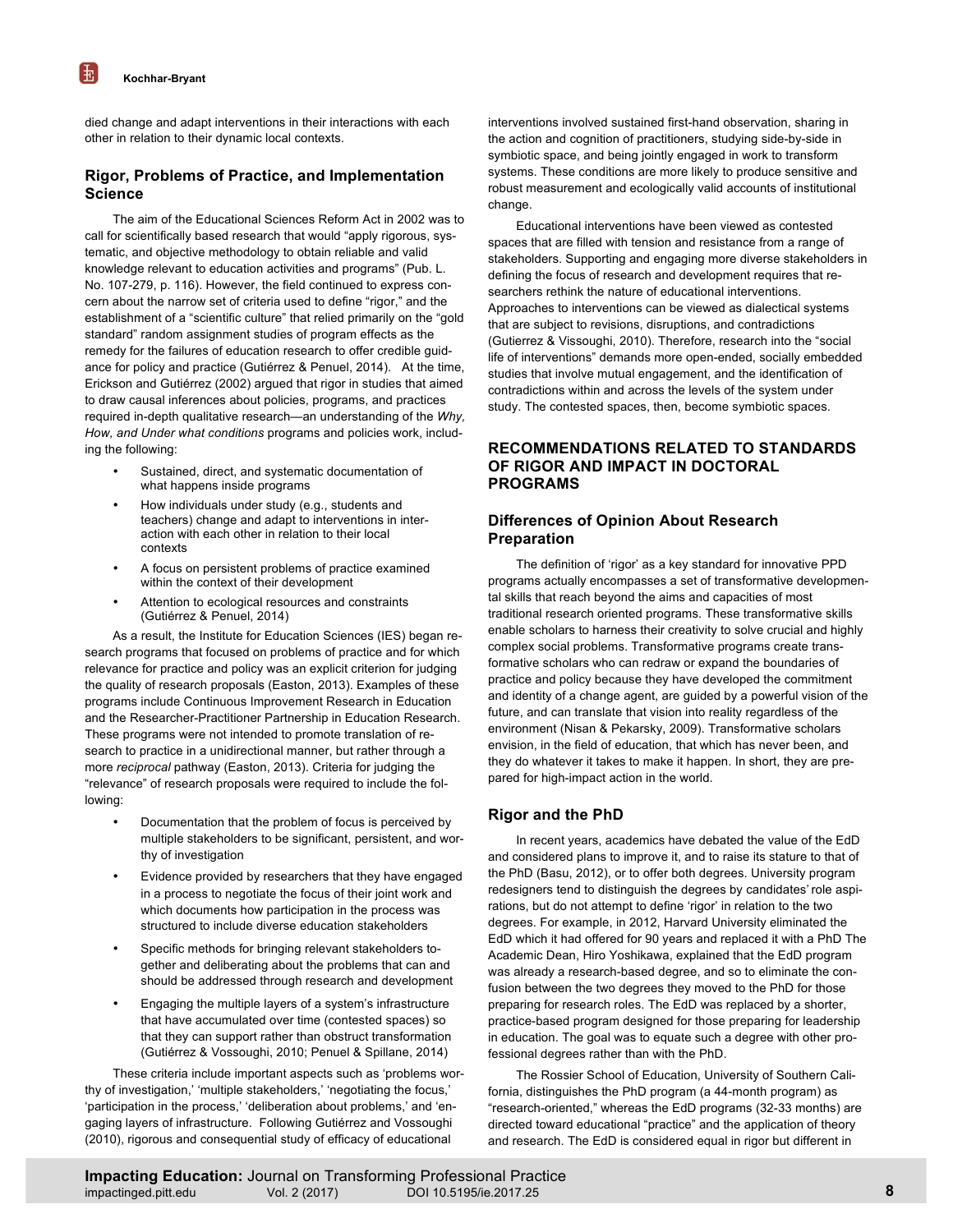died change and adapt interventions in their interactions with each other in relation to their dynamic local contexts.

## Rigor, Problems of Practice, and Implementation Science

The aim of the Educational Sciences Reform Act in 2002 was to call for scientifically based research that would "apply rigorous, systematic, and objective methodology to obtain reliable and valid knowledge relevant to education activities and programs" (Pub. L. No. 107-279, p. 116). However, the field continued to express concern about the narrow set of criteria used to define "rigor," and the establishment of a "scientific culture" that relied primarily on the "gold standard" random assignment studies of program effects as the remedy for the failures of education research to offer credible guidance for policy and practice (Gutiérrez & Penuel, 2014). At the time, Erickson and Gutiérrez (2002) argued that rigor in studies that aimed to draw causal inferences about policies, programs, and practices required in-depth qualitative research—an understanding of the *Why, How, and Under what conditions* programs and policies work, including the following:

- Sustained, direct, and systematic documentation of what happens inside programs
- How individuals under study (e.g., students and teachers) change and adapt to interventions in interaction with each other in relation to their local contexts
- A focus on persistent problems of practice examined within the context of their development
- Attention to ecological resources and constraints (Gutiérrez & Penuel, 2014)

As a result, the Institute for Education Sciences (IES) began research programs that focused on problems of practice and for which relevance for practice and policy was an explicit criterion for judging the quality of research proposals (Easton, 2013). Examples of these programs include Continuous Improvement Research in Education and the Researcher-Practitioner Partnership in Education Research. These programs were not intended to promote translation of research to practice in a unidirectional manner, but rather through a more *reciprocal* pathway (Easton, 2013). Criteria for judging the "relevance" of research proposals were required to include the following:

- Documentation that the problem of focus is perceived by multiple stakeholders to be significant, persistent, and worthy of investigation
- Evidence provided by researchers that they have engaged in a process to negotiate the focus of their joint work and which documents how participation in the process was structured to include diverse education stakeholders
- Specific methods for bringing relevant stakeholders together and deliberating about the problems that can and should be addressed through research and development
- Engaging the multiple layers of a system's infrastructure that have accumulated over time (contested spaces) so that they can support rather than obstruct transformation (Gutiérrez & VossougHi, 2010; Penuel & Spillane, 2014)

These criteria include important aspects such as 'problems worthy of investigation,' 'multiple stakeholders,' 'negotiating the focus,' 'participation in the process,' 'deliberation about problems,' and 'engaging layers of infrastructure. Following Gutiérrez and Vossoughi (2010), rigorous and consequential study of efficacy of educational interventions involved sustained first-hand observation, sharing in the action and cognition of practitioners, studying side-by-side in symbiotic space, and being jointly engaged in work to transform systems. These conditions are more likely to produce sensitive and robust measurement and ecologically valid accounts of institutional change.

Educational interventions have been viewed as contested spaces that are filled with tension and resistance from a range of stakeholders. Supporting and engaging more diverse stakeholders in defining the focus of research and development requires that researchers rethink the nature of educational interventions. Approaches to interventions can be viewed as dialectical systems that are subject to revisions, disruptions, and contradictions (Gutierrez & Vissoughi, 2010). Therefore, research into the "social life of interventions" demands more open-ended, socially embedded studies that involve mutual engagement, and the identification of contradictions within and across the levels of the system under study. The contested spaces, then, become symbiotic spaces.

# RECOMMENDATIONS RELATED TO STANDARDS OF RIGOR AND IMPACT IN DOCTORAL PROGRAMS

## Differences of Opinion About Research Preparation

The definition of 'rigor' as a key standard for innovative PPD programs actually encompasses a set of transformative developmental skills that reach beyond the aims and capacities of most traditional research oriented programs. These transformative skills enable scholars to harness their creativity to solve crucial and highly complex social problems. Transformative programs create transformative scholars who can redraw or expand the boundaries of practice and policy because they have developed the commitment and identity of a change agent, are guided by a powerful vision of the future, and can translate that vision into reality regardless of the environment (Nisan & Pekarsky, 2009). Transformative scholars envision, in the field of education, that which has never been, and they do whatever it takes to make it happen. In short, they are prepared for high-impact action in the world.

## Rigor and the PhD

In recent years, academics have debated the value of the EdD and considered plans to improve it, and to raise its stature to that of the PhD (Basu, 2012), or to offer both degrees. University program redesigners tend to distinguish the degrees by candidates' role aspirations, but do not attempt to define 'rigor' in relation to the two degrees. For example, in 2012, Harvard University eliminated the EdD which it had offered for 90 years and replaced it with a PhD The Academic Dean, Hiro Yoshikawa, explained that the EdD program was already a research-based degree, and so to eliminate the confusion between the two degrees they moved to the PhD for those preparing for research roles. The EdD was replaced by a shorter, practice-based program designed for those preparing for leadership in education. The goal was to equate such a degree with other professional degrees rather than with the PhD.

The Rossier School of Education, University of Southern California, distinguishes the PhD program (a 44-month program) as "research-oriented," whereas the EdD programs (32-33 months) are directed toward educational "practice" and the application of theory and research. The EdD is considered equal in rigor but different in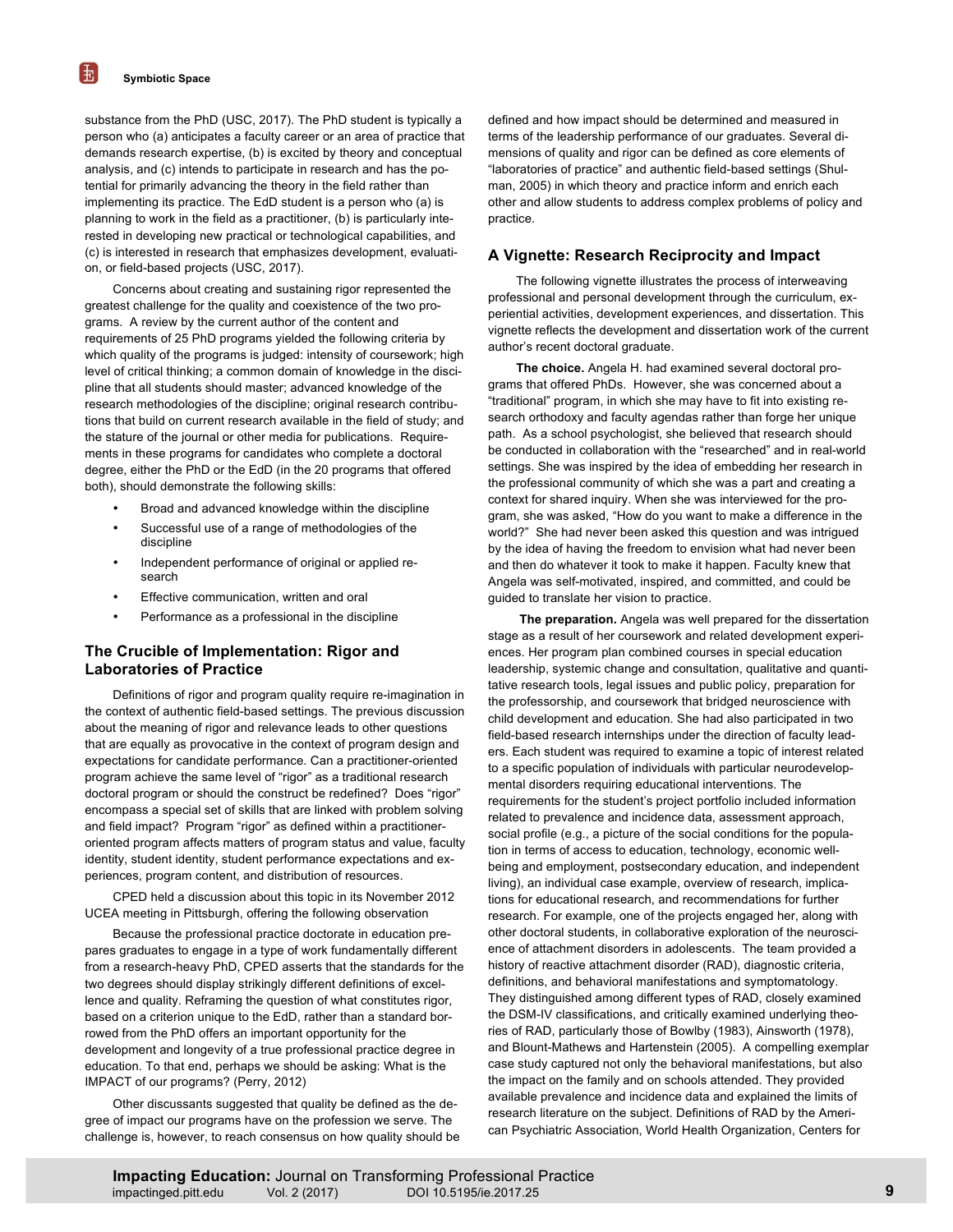substance from the PhD (USC, 2017). The PhD student is typically a person who (a) anticipates a faculty career or an area of practice that demands research expertise, (b) is excited by theory and conceptual analysis, and (c) intends to participate in research and has the potential for primarily advancing the theory in the field rather than implementing its practice. The EdD student is a person who (a) is planning to work in the field as a practitioner, (b) is particularly interested in developing new practical or technological capabilities, and (c) is interested in research that emphasizes development, evaluation, or field-based projects (USC, 2017).

Concerns about creating and sustaining rigor represented the greatest challenge for the quality and coexistence of the two programs. A review by the current author of the content and requirements of 25 PhD programs yielded the following criteria by which quality of the programs is judged: intensity of coursework; high level of critical thinking; a common domain of knowledge in the discipline that all students should master; advanced knowledge of the research methodologies of the discipline; original research contributions that build on current research available in the field of study; and the stature of the journal or other media for publications. Requirements in these programs for candidates who complete a doctoral degree, either the PhD or the EdD (in the 20 programs that offered both), should demonstrate the following skills:

- Broad and advanced knowledge within the discipline
- Successful use of a range of methodologies of the discipline
- Independent performance of original or applied research
- Effective communication, written and oral
- Performance as a professional in the discipline

## The Crucible of Implementation: Rigor and Laboratories of Practice

Definitions of rigor and program quality require re-imagination in the context of authentic field-based settings. The previous discussion about the meaning of rigor and relevance leads to other questions that are equally as provocative in the context of program design and expectations for candidate performance. Can a practitioner-oriented program achieve the same level of "rigor" as a traditional research doctoral program or should the construct be redefined? Does "rigor" encompass a special set of skills that are linked with problem solving and field impact? Program "rigor" as defined within a practitioner-oriented program affects matters of program status and value, faculty identity, student identity, student performance expectations and experiences, program content, and distribution of resources.

CPED held a discussion about this topic in its November 2012 UCEA meeting in Pittsburgh, offering the following observation

Because the professional practice doctorate in education prepares graduates to engage in a type of work fundamentally different from a research-heavy PhD, CPED asserts that the standards for the two degrees should display strikingly different definitions of excellence and quality. Reframing the question of what constitutes rigor, based on a criterion unique to the EdD, rather than a standard borrowed from the PhD offers an important opportunity for the development and longevity of a true professional practice degree in education. To that end, perhaps we should be asking: What is the IMPACT of our programs? (Perry, 2012)

Other discussants suggested that quality be defined as the degree of impact our programs have on the profession we serve. The challenge is, however, to reach consensus on how quality should be defined and how impact should be determined and measured in terms of the leadership performance of our graduates. Several dimensions of quality and rigor can be defined as core elements of "laboratories of practice" and authentic field-based settings (Shulman, 2005) in which theory and practice inform and enrich each other and allow students to address complex problems of policy and practice.

## A Vignette: Research Reciprocity and Impact

The following vignette illustrates the process of interweaving professional and personal development through the curriculum, experiential activities, development experiences, and dissertation. This vignette reflects the development and dissertation work of the current author's recent doctoral graduate.

**The choice.** Angela H. had examined several doctoral programs that offered PhDs. However, she was concerned about a "traditional" program, in which she may have to fit into existing research orthodoxy and faculty agendas rather than forge her unique path. As a school psychologist, she believed that research should be conducted in collaboration with the "researched" and in real-world settings. She was inspired by the idea of embedding her research in the professional community of which she was a part and creating a context for shared inquiry. When she was interviewed for the program, she was asked, "How do you want to make a difference in the world?" She had never been asked this question and was intrigued by the idea of having the freedom to envision what had never been and then do whatever it took to make it happen. Faculty knew that Angela was self-motivated, inspired, and committed, and could be guided to translate her vision to practice.

**The preparation.** Angela was well prepared for the dissertation stage as a result of her coursework and related development experiences. Her program plan combined courses in special education leadership, systemic change and consultation, qualitative and quantitative research tools, legal issues and public policy, preparation for the professorship, and coursework that bridged neuroscience with child development and education. She had also participated in two field-based research internships under the direction of faculty leaders. Each student was required to examine a topic of interest related to a specific population of individuals with particular neurodevelopmental disorders requiring educational interventions. The requirements for the student's project portfolio included information related to prevalence and incidence data, assessment approach, social profile (e.g., a picture of the social conditions for the population in terms of access to education, technology, economic well-being and employment, postsecondary education, and independent living), an individual case example, overview of research, implications for educational research, and recommendations for further research. For example, one of the projects engaged her, along with other doctoral students, in collaborative exploration of the neuroscience of attachment disorders in adolescents. The team provided a history of reactive attachment disorder (RAD), diagnostic criteria, definitions, and behavioral manifestations and symptomatology. They distinguished among different types of RAD, closely examined the DSM-IV classifications, and critically examined underlying theories of RAD, particularly those of Bowlby (1983), Ainsworth (1978), and Blount-Mathews and Hartenstein (2005). A compelling exemplar case study captured not only the behavioral manifestations, but also the impact on the family and on schools attended. They provided available prevalence and incidence data and explained the limits of research literature on the subject. Definitions of RAD by the American Psychiatric Association, World Health Organization, Centers for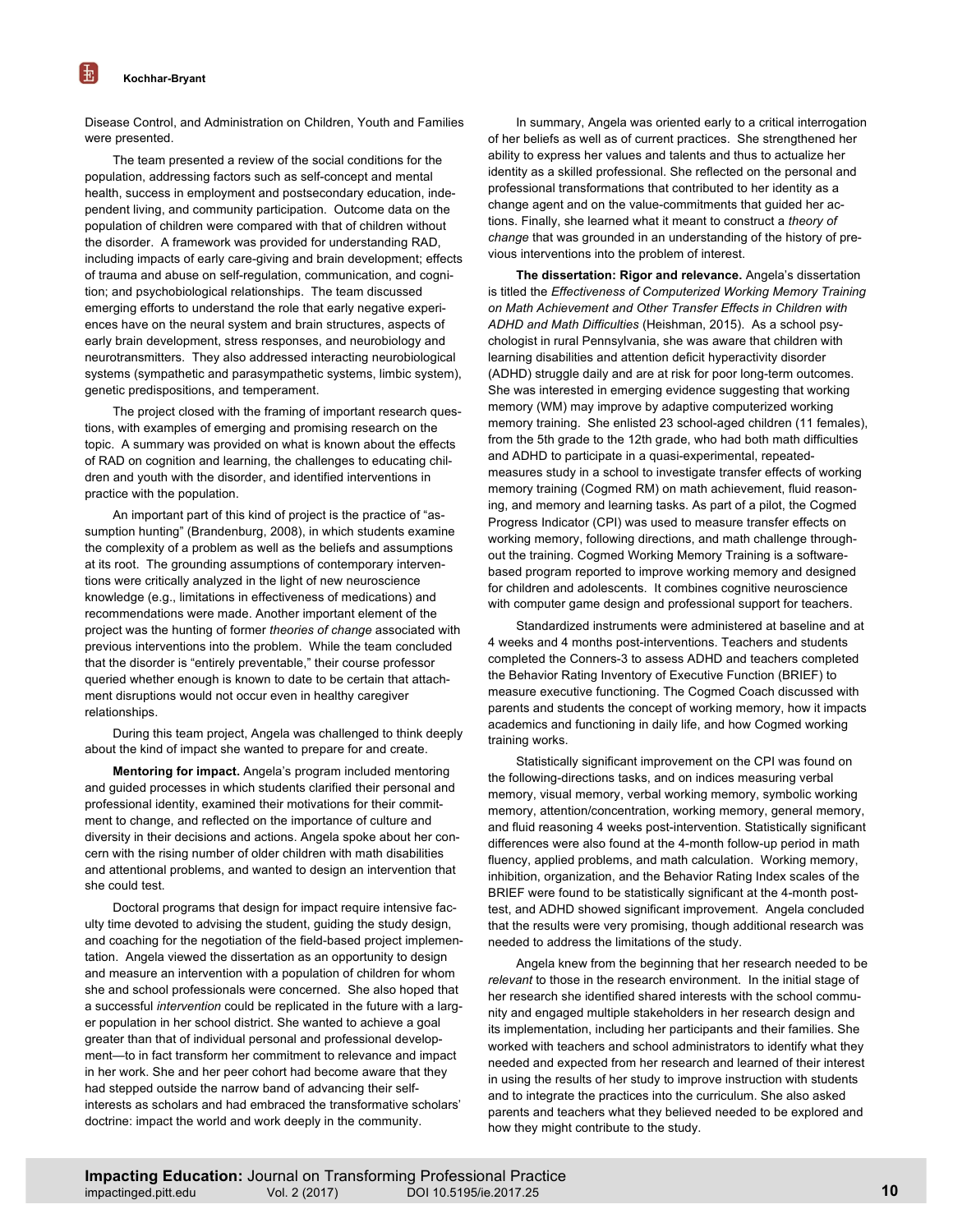Disease Control, and Administration on Children, Youth and Families were presented.

The team presented a review of the social conditions for the population, addressing factors such as self-concept and mental health, success in employment and postsecondary education, independent living, and community participation. Outcome data on the population of children were compared with that of children without the disorder. A framework was provided for understanding RAD, including impacts of early care-giving and brain development; effects of trauma and abuse on self-regulation, communication, and cognition; and psychobiological relationships. The team discussed emerging efforts to understand the role that early negative experiences have on the neural system and brain structures, aspects of early brain development, stress responses, and neurobiology and neurotransmitters. They also addressed interacting neurobiological systems (sympathetic and parasympathetic systems, limbic system), genetic predispositions, and temperament.

The project closed with the framing of important research questions, with examples of emerging and promising research on the topic. A summary was provided on what is known about the effects of RAD on cognition and learning, the challenges to educating children and youth with the disorder, and identified interventions in practice with the population.

An important part of this kind of project is the practice of "assumption hunting" (Brandenburg, 2008), in which students examine the complexity of a problem as well as the beliefs and assumptions at its root. The grounding assumptions of contemporary interventions were critically analyzed in the light of new neuroscience knowledge (e.g., limitations in effectiveness of medications) and recommendations were made. Another important element of the project was the hunting of former *theories of change* associated with previous interventions into the problem. While the team concluded that the disorder is "entirely preventable," their course professor queried whether enough is known to date to be certain that attachment disruptions would not occur even in healthy caregiver relationships.

During this team project, Angela was challenged to think deeply about the kind of impact she wanted to prepare for and create.

**Mentoring for impact.** Angela's program included mentoring and guided processes in which students clarified their personal and professional identity, examined their motivations for their commitment to change, and reflected on the importance of culture and diversity in their decisions and actions. Angela spoke about her concern with the rising number of older children with math disabilities and attentional problems, and wanted to design an intervention that she could test.

Doctoral programs that design for impact require intensive faculty time devoted to advising the student, guiding the study design, and coaching for the negotiation of the field-based project implementation. Angela viewed the dissertation as an opportunity to design and measure an intervention with a population of children for whom she and school professionals were concerned. She also hoped that a successful *intervention* could be replicated in the future with a larger population in her school district. She wanted to achieve a goal greater than that of individual personal and professional development—to in fact transform her commitment to relevance and impact in her work. She and her peer cohort had become aware that they had stepped outside the narrow band of advancing their self-interests as scholars and had embraced the transformative scholars' doctrine: impact the world and work deeply in the community.

In summary, Angela was oriented early to a critical interrogation of her beliefs as well as of current practices. She strengthened her ability to express her values and talents and thus to actualize her identity as a skilled professional. She reflected on the personal and professional transformations that contributed to her identity as a change agent and on the value-commitments that guided her actions. Finally, she learned what it meant to construct a *theory of change* that was grounded in an understanding of the history of previous interventions into the problem of interest.

**The dissertation: Rigor and relevance.** Angela's dissertation is titled the *Effectiveness of Computerized Working Memory Training on Math Achievement and Other Transfer Effects in Children with ADHD and Math Difficulties* (Heishman, 2015). As a school psychologist in rural Pennsylvania, she was aware that children with learning disabilities and attention deficit hyperactivity disorder (ADHD) struggle daily and are at risk for poor long-term outcomes. She was interested in emerging evidence suggesting that working memory (WM) may improve by adaptive computerized working memory training. She enlisted 23 school-aged children (11 females), from the 5th grade to the 12th grade, who had both math difficulties and ADHD to participate in a quasi-experimental, repeated-measures study in a school to investigate transfer effects of working memory training (Cogmed RM) on math achievement, fluid reasoning, and memory and learning tasks. As part of a pilot, the Cogmed Progress Indicator (CPI) was used to measure transfer effects on working memory, following directions, and math challenge throughout the training. Cogmed Working Memory Training is a software-based program reported to improve working memory and designed for children and adolescents. It combines cognitive neuroscience with computer game design and professional support for teachers.

Standardized instruments were administered at baseline and at 4 weeks and 4 months post-interventions. Teachers and students completed the Conners-3 to assess ADHD and teachers completed the Behavior Rating Inventory of Executive Function (BRIEF) to measure executive functioning. The Cogmed Coach discussed with parents and students the concept of working memory, how it impacts academics and functioning in daily life, and how Cogmed working training works.

Statistically significant improvement on the CPI was found on the following-directions tasks, and on indices measuring verbal memory, visual memory, verbal working memory, symbolic working memory, attention/concentration, working memory, general memory, and fluid reasoning 4 weeks post-intervention. Statistically significant differences were also found at the 4-month follow-up period in math fluency, applied problems, and math calculation. Working memory, inhibition, organization, and the Behavior Rating Index scales of the BRIEF were found to be statistically significant at the 4-month post-test, and ADHD showed significant improvement. Angela concluded that the results were very promising, though additional research was needed to address the limitations of the study.

Angela knew from the beginning that her research needed to be *relevant* to those in the research environment. In the initial stage of her research she identified shared interests with the school community and engaged multiple stakeholders in her research design and its implementation, including her participants and their families. She worked with teachers and school administrators to identify what they needed and expected from her research and learned of their interest in using the results of her study to improve instruction with students and to integrate the practices into the curriculum. She also asked parents and teachers what they believed needed to be explored and how they might contribute to the study.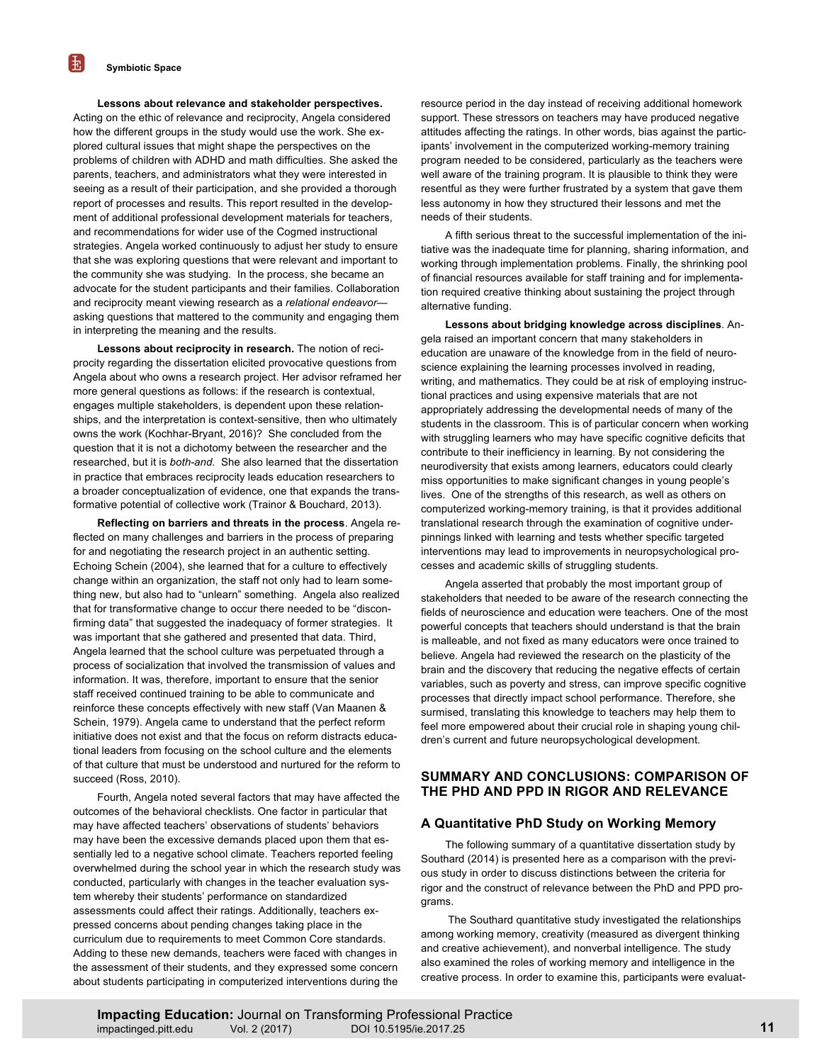**Lessons about relevance and stakeholder perspectives.** Acting on the ethic of relevance and reciprocity, Angela considered how the different groups in the study would use the work. She explored cultural issues that might shape the perspectives on the problems of children with ADHD and math difficulties. She asked the parents, teachers, and administrators what they were interested in seeing as a result of their participation, and she provided a thorough report of processes and results. This report resulted in the development of additional professional development materials for teachers, and recommendations for wider use of the Cogmed instructional strategies. Angela worked continuously to adjust her study to ensure that she was exploring questions that were relevant and important to the community she was studying. In the process, she became an advocate for the student participants and their families. Collaboration and reciprocity meant viewing research as a *relational endeavor*—asking questions that mattered to the community and engaging them in interpreting the meaning and the results.

**Lessons about reciprocity in research.** The notion of reciprocity regarding the dissertation elicited provocative questions from Angela about who owns a research project. Her advisor reframed her more general questions as follows: if the research is contextual, engages multiple stakeholders, is dependent upon these relationships, and the interpretation is context-sensitive, then who ultimately owns the work (Kochhar-Bryant, 2016)? She concluded from the question that it is not a dichotomy between the researcher and the researched, but it is *both-and*. She also learned that the dissertation in practice that embraces reciprocity leads education researchers to a broader conceptualization of evidence, one that expands the transformative potential of collective work (Trainor & Bouchard, 2013).

**Reflecting on barriers and threats in the process**. Angela reflected on many challenges and barriers in the process of preparing for and negotiating the research project in an authentic setting. Echoing Schein (2004), she learned that for a culture to effectively change within an organization, the staff not only had to learn something new, but also had to "unlearn" something. Angela also realized that for transformative change to occur there needed to be "disconfirming data" that suggested the inadequacy of former strategies. It was important that she gathered and presented that data. Third, Angela learned that the school culture was perpetuated through a process of socialization that involved the transmission of values and information. It was, therefore, important to ensure that the senior staff received continued training to be able to communicate and reinforce these concepts effectively with new staff (Van Maanen & Schein, 1979). Angela came to understand that the perfect reform initiative does not exist and that the focus on reform distracts educational leaders from focusing on the school culture and the elements of that culture that must be understood and nurtured for the reform to succeed (Ross, 2010).

Fourth, Angela noted several factors that may have affected the outcomes of the behavioral checklists. One factor in particular that may have affected teachers' observations of students' behaviors may have been the excessive demands placed upon them that essentially led to a negative school climate. Teachers reported feeling overwhelmed during the school year in which the research study was conducted, particularly with changes in the teacher evaluation system whereby their students' performance on standardized assessments could affect their ratings. Additionally, teachers expressed concerns about pending changes taking place in the curriculum due to requirements to meet Common Core standards. Adding to these new demands, teachers were faced with changes in the assessment of their students, and they expressed some concern about students participating in computerized interventions during the resource period in the day instead of receiving additional homework support. These stressors on teachers may have produced negative attitudes affecting the ratings. In other words, bias against the participants' involvement in the computerized working-memory training program needed to be considered, particularly as the teachers were well aware of the training program. It is plausible to think they were resentful as they were further frustrated by a system that gave them less autonomy in how they structured their lessons and met the needs of their students.

A fifth serious threat to the successful implementation of the initiative was the inadequate time for planning, sharing information, and working through implementation problems. Finally, the shrinking pool of financial resources available for staff training and for implementation required creative thinking about sustaining the project through alternative funding.

**Lessons about bridging knowledge across disciplines**. Angela raised an important concern that many stakeholders in education are unaware of the knowledge from in the field of neuroscience explaining the learning processes involved in reading, writing, and mathematics. They could be at risk of employing instructional practices and using expensive materials that are not appropriately addressing the developmental needs of many of the students in the classroom. This is of particular concern when working with struggling learners who may have specific cognitive deficits that contribute to their inefficiency in learning. By not considering the neurodiversity that exists among learners, educators could clearly miss opportunities to make significant changes in young people's lives. One of the strengths of this research, as well as others on computerized working-memory training, is that it provides additional translational research through the examination of cognitive underpinnings linked with learning and tests whether specific targeted interventions may lead to improvements in neuropsychological processes and academic skills of struggling students.

Angela asserted that probably the most important group of stakeholders that needed to be aware of the research connecting the fields of neuroscience and education were teachers. One of the most powerful concepts that teachers should understand is that the brain is malleable, and not fixed as many educators were once trained to believe. Angela had reviewed the research on the plasticity of the brain and the discovery that reducing the negative effects of certain variables, such as poverty and stress, can improve specific cognitive processes that directly impact school performance. Therefore, she surmised, translating this knowledge to teachers may help them to feel more empowered about their crucial role in shaping young children's current and future neuropsychological development.

## SUMMARY AND CONCLUSIONS: COMPARISON OF THE PHD AND PPD IN RIGOR AND RELEVANCE

### A Quantitative PhD Study on Working Memory

The following summary of a quantitative dissertation study by Southard (2014) is presented here as a comparison with the previous study in order to discuss distinctions between the criteria for rigor and the construct of relevance between the PhD and PPD programs.

The Southard quantitative study investigated the relationships among working memory, creativity (measured as divergent thinking and creative achievement), and nonverbal intelligence. The study also examined the roles of working memory and intelligence in the creative process. In order to examine this, participants were evaluat-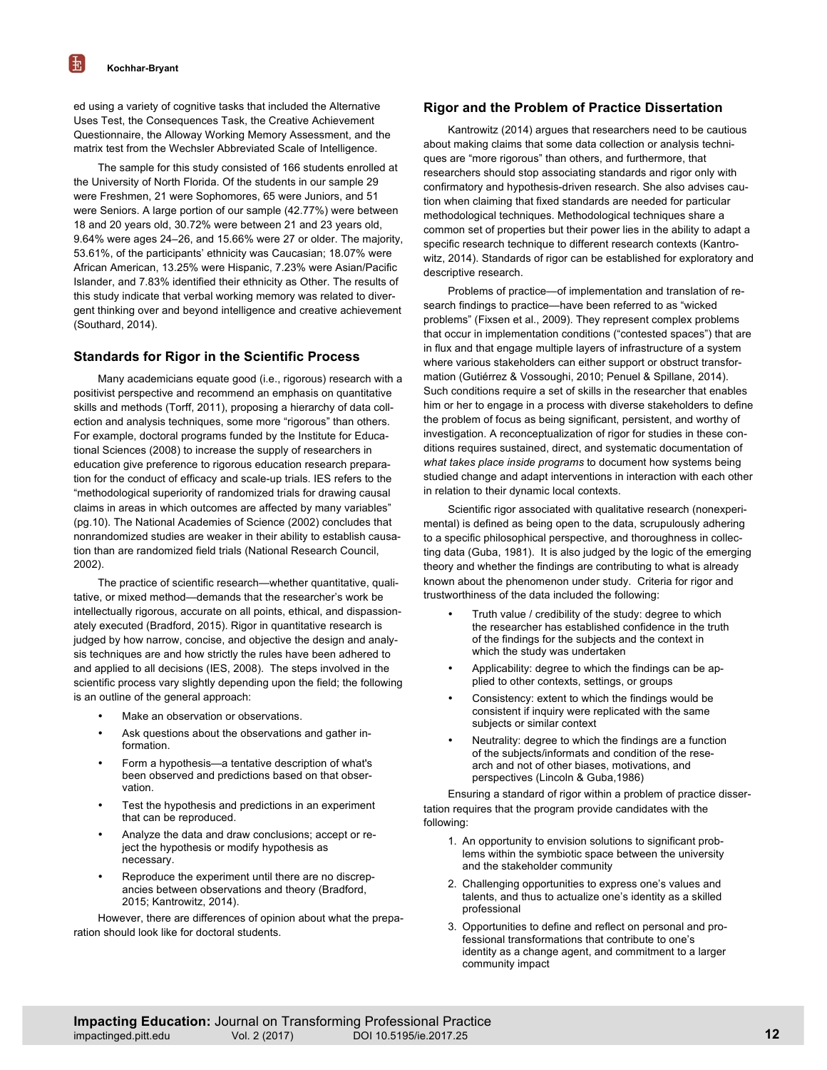ed using a variety of cognitive tasks that included the Alternative Uses Test, the Consequences Task, the Creative Achievement Questionnaire, the Alloway Working Memory Assessment, and the matrix test from the Wechsler Abbreviated Scale of Intelligence.

The sample for this study consisted of 166 students enrolled at the University of North Florida. Of the students in our sample 29 were Freshmen, 21 were Sophomores, 65 were Juniors, and 51 were Seniors. A large portion of our sample (42.77%) were between 18 and 20 years old, 30.72% were between 21 and 23 years old, 9.64% were ages 24–26, and 15.66% were 27 or older. The majority, 53.61%, of the participants' ethnicity was Caucasian; 18.07% were African American, 13.25% were Hispanic, 7.23% were Asian/Pacific Islander, and 7.83% identified their ethnicity as Other. The results of this study indicate that verbal working memory was related to divergent thinking over and beyond intelligence and creative achievement (Southard, 2014).

## Standards for Rigor in the Scientific Process

Many academicians equate good (i.e., rigorous) research with a positivist perspective and recommend an emphasis on quantitative skills and methods (Torff, 2011), proposing a hierarchy of data collection and analysis techniques, some more "rigorous" than others. For example, doctoral programs funded by the Institute for Educational Sciences (2008) to increase the supply of researchers in education give preference to rigorous education research preparation for the conduct of efficacy and scale-up trials. IES refers to the "methodological superiority of randomized trials for drawing causal claims in areas in which outcomes are affected by many variables" (pg.10). The National Academies of Science (2002) concludes that nonrandomized studies are weaker in their ability to establish causation than are randomized field trials (National Research Council, 2002).

The practice of scientific research—whether quantitative, qualitative, or mixed method—demands that the researcher's work be intellectually rigorous, accurate on all points, ethical, and dispassionately executed (Bradford, 2015). Rigor in quantitative research is judged by how narrow, concise, and objective the design and analysis techniques are and how strictly the rules have been adhered to and applied to all decisions (IES, 2008). The steps involved in the scientific process vary slightly depending upon the field; the following is an outline of the general approach:

- Make an observation or observations.
- Ask questions about the observations and gather information.
- Form a hypothesis—a tentative description of what's been observed and predictions based on that observation.
- Test the hypothesis and predictions in an experiment that can be reproduced.
- Analyze the data and draw conclusions; accept or reject the hypothesis or modify hypothesis as necessary.
- Reproduce the experiment until there are no discrepancies between observations and theory (Bradford, 2015; Kantrowitz, 2014).

However, there are differences of opinion about what the preparation should look like for doctoral students.

## Rigor and the Problem of Practice Dissertation

Kantrowitz (2014) argues that researchers need to be cautious about making claims that some data collection or analysis techniques are "more rigorous" than others, and furthermore, that researchers should stop associating standards and rigor only with confirmatory and hypothesis-driven research. She also advises caution when claiming that fixed standards are needed for particular methodological techniques. Methodological techniques share a common set of properties but their power lies in the ability to adapt a specific research technique to different research contexts (Kantrowitz, 2014). Standards of rigor can be established for exploratory and descriptive research.

Problems of practice—of implementation and translation of research findings to practice—have been referred to as "wicked problems" (Fixsen et al., 2009). They represent complex problems that occur in implementation conditions ("contested spaces") that are in flux and that engage multiple layers of infrastructure of a system where various stakeholders can either support or obstruct transformation (Gutiérrez & Vossoughi, 2010; Penuel & Spillane, 2014). Such conditions require a set of skills in the researcher that enables him or her to engage in a process with diverse stakeholders to define the problem of focus as being significant, persistent, and worthy of investigation. A reconceptualization of rigor for studies in these conditions requires sustained, direct, and systematic documentation of *what takes place inside programs* to document how systems being studied change and adapt interventions in interaction with each other in relation to their dynamic local contexts.

Scientific rigor associated with qualitative research (nonexperimental) is defined as being open to the data, scrupulously adhering to a specific philosophical perspective, and thoroughness in collecting data (Guba, 1981). It is also judged by the logic of the emerging theory and whether the findings are contributing to what is already known about the phenomenon under study. Criteria for rigor and trustworthiness of the data included the following:

- Truth value / credibility of the study: degree to which the researcher has established confidence in the truth of the findings for the subjects and the context in which the study was undertaken
- Applicability: degree to which the findings can be applied to other contexts, settings, or groups
- Consistency: extent to which the findings would be consistent if inquiry were replicated with the same subjects or similar context
- Neutrality: degree to which the findings are a function of the subjects/informats and condition of the research and not of other biases, motivations, and perspectives (Lincoln & Guba,1986)

Ensuring a standard of rigor within a problem of practice dissertation requires that the program provide candidates with the following:

1. An opportunity to envision solutions to significant problems within the symbiotic space between the university and the stakeholder community
2. Challenging opportunities to express one's values and talents, and thus to actualize one's identity as a skilled professional
3. Opportunities to define and reflect on personal and professional transformations that contribute to one's identity as a change agent, and commitment to a larger community impact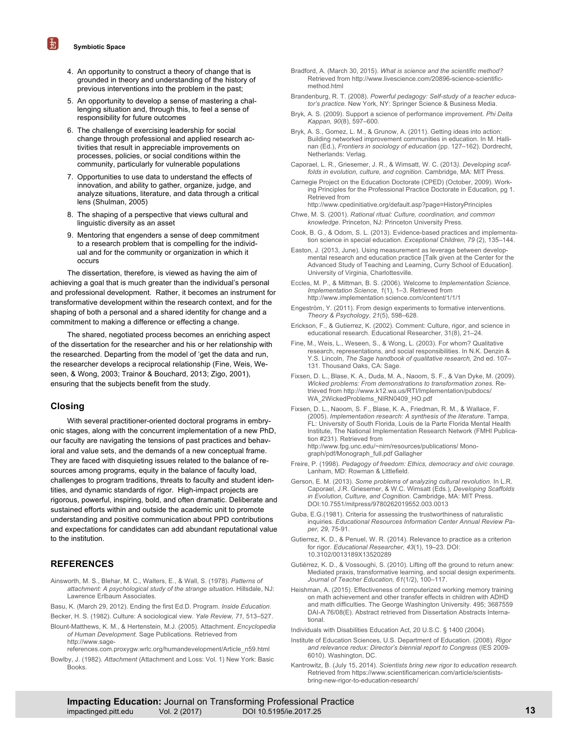4. An opportunity to construct a theory of change that is grounded in theory and understanding of the history of previous interventions into the problem in the past;
5. An opportunity to develop a sense of mastering a challenging situation and, through this, to feel a sense of responsibility for future outcomes
6. The challenge of exercising leadership for social change through professional and applied research activities that result in appreciable improvements on processes, policies, or social conditions within the community, particularly for vulnerable populations
7. Opportunities to use data to understand the effects of innovation, and ability to gather, organize, judge, and analyze situations, literature, and data through a critical lens (Shulman, 2005)
8. The shaping of a perspective that views cultural and linguistic diversity as an asset
9. Mentoring that engenders a sense of deep commitment to a research problem that is compelling for the individual and for the community or organization in which it occurs

The dissertation, therefore, is viewed as having the aim of achieving a goal that is much greater than the individual's personal and professional development. Rather, it becomes an instrument for transformative development within the research context, and for the shaping of both a personal and a shared identity for change and a commitment to making a difference or effecting a change.

The shared, negotiated process becomes an enriching aspect of the dissertation for the researcher and his or her relationship with the researched. Departing from the model of 'get the data and run, the researcher develops a reciprocal relationship (Fine, Weis, Weseen, & Wong, 2003; Trainor & Bouchard, 2013; Zigo, 2001), ensuring that the subjects benefit from the study.

## Closing

With several practitioner-oriented doctoral programs in embryonic stages, along with the concurrent implementation of a new PhD, our faculty are navigating the tensions of past practices and behavioral and value sets, and the demands of a new conceptual frame. They are faced with disquieting issues related to the balance of resources among programs, equity in the balance of faculty load, challenges to program traditions, threats to faculty and student identities, and dynamic standards of rigor. High-impact projects are rigorous, powerful, inspiring, bold, and often dramatic. Deliberate and sustained efforts within and outside the academic unit to promote understanding and positive communication about PPD contributions and expectations for candidates can add abundant reputational value to the institution.

## REFERENCES

Ainsworth, M. S., Blehar, M. C., Walters, E., & Wall, S. (1978). *Patterns of attachment: A psychological study of the strange situation.* Hillsdale, NJ: Lawrence Erlbaum Associates.

Basu, K. (March 29, 2012). Ending the first Ed.D. Program. *Inside Education.*

Becker, H. S. (1982). Culture: A sociological view. *Yale Review, 71,* 513–527.

Blount-Matthews, K. M., & Hertenstein, M.J. (2005). Attachment. *Encyclopedia of Human Development.* Sage Publications. Retrieved from http://www.sage-references.com.proxygw.wrlc.org/humandevelopment/Article_n59.html

Bowlby, J. (1982). *Attachment* (Attachment and Loss: Vol. 1) New York: Basic Books.

Bradford, A. (March 30, 2015). *What is science and the scientific method?* Retrieved from http://www.livescience.com/20896-science-scientific-method.html

Brandenburg, R. T. (2008). *Powerful pedagogy: Self-study of a teacher educator's practice.* New York, NY: Springer Science & Business Media.

Bryk, A. S. (2009). Support a science of performance improvement. *Phi Delta Kappan, 90*(8), 597–600.

Bryk, A. S., Gomez, L. M., & Grunow, A. (2011). Getting ideas into action: Building networked improvement communities in education. In M. Hallinan (Ed.), *Frontiers in sociology of education* (pp. 127–162). Dordrecht, Netherlands: Verlag.

Caporael, L. R., Griesemer, J. R., & Wimsatt, W. C. (2013*). Developing scaffolds in evolution, culture, and cognition.* Cambridge, MA: MIT Press.

Carnegie Project on the Education Doctorate (CPED) (October, 2009). Working Principles for the Professional Practice Doctorate in Education, pg 1. Retrieved from http://www.cpedinitiative.org/default.asp?page=HistoryPrinciples

Chwe, M. S. (2001). *Rational ritual: Culture, coordination, and common knowledge*. Princeton, NJ: Princeton University Press.

Cook, B. G., & Odom, S. L. (2013). Evidence-based practices and implementation science in special education. *Exceptional Children, 79* (2), 135–144.

Easton, J. (2013, June). Using measurement as leverage between developmental research and education practice [Talk given at the Center for the Advanced Study of Teaching and Learning, Curry School of Education]. University of Virginia, Charlottesville.

Eccles, M. P., & Mittman, B. S. (2006). Welcome to *Implementation Science*. *Implementation Science, 1*(1), 1–3. Retrieved from http://www.implementation science.com/content/1/1/1

Engeström, Y. (2011). From design experiments to formative interventions. *Theory & Psychology*, *21*(5), 598–628.

Erickson, F., & Gutierrez, K. (2002). Comment: Culture, rigor, and science in educational research. Educational Researcher, 31(8), 21–24.

Fine, M., Weis, L., Weseen, S., & Wong, L. (2003). For whom? Qualitative research, representations, and social responsibilities. In N.K. Denzin & Y.S. Lincoln, *The Sage handbook of qualitative research,* 2nd ed. 107–131. Thousand Oaks, CA: Sage.

Fixsen, D. L., Blase, K. A., Duda, M. A., Naoom, S. F., & Van Dyke, M. (2009). *Wicked problems: From demonstrations to transformation zones.* Retrieved from http://www.k12.wa.us/RTI/Implementation/pubdocs/WA_2WickedProblems_NIRN0409_HO.pdf

Fixsen, D. L., Naoom, S. F., Blase, K. A., Friedman, R. M., & Wallace, F. (2005). *Implementation research: A synthesis of the literature.* Tampa, FL: University of South Florida, Louis de la Parte Florida Mental Health Institute, The National Implementation Research Network (FMHI Publication #231). Retrieved from http://www.fpg.unc.edu/~nirn/resources/publications/ Monograph/pdf/Monograph_full.pdf Gallagher

Freire, P. (1998). *Pedagogy of freedom: Ethics, democracy and civic courage.* Lanham, MD: Rowman & Littlefield.

Gerson, E. M. (2013). *Some problems of analyzing cultural revolution.* In L.R. Caporael, J.R. Griesemer, & W.C. Wimsatt (Eds.), *Developing Scaffolds in Evolution, Culture, and Cognition.* Cambridge, MA: MIT Press. DOI:10.7551/mitpress/9780262019552.003.0013

Guba, E.G.(1981). Criteria for assessing the trustworthiness of naturalistic inquiries. *Educational Resources Information Center Annual Review Paper, 29,* 75-91.

Gutierrez, K. D., & Penuel, W. R. (2014). Relevance to practice as a criterion for rigor. *Educational Researcher, 43*(1), 19–23. DOI: 10.3102/0013189X13520289

Gutiérrez, K. D., & Vossoughi, S. (2010). Lifting off the ground to return anew: Mediated praxis, transformative learning, and social design experiments. *Journal of Teacher Education, 61*(1/2), 100–117.

Heishman, A. (2015). Effectiveness of computerized working memory training on math achievement and other transfer effects in children with ADHD and math difficulties. The George Washington University. 495; 3687559 DAI-A 76/08(E). Abstract retrieved from Dissertation Abstracts International.

Individuals with Disabilities Education Act, 20 U.S.C. § 1400 (2004).

Institute of Education Sciences, U.S. Department of Education. (2008). *Rigor and relevance redux: Director's biennial report to Congress* (IES 2009-6010). Washington, DC.

Kantrowitz, B. (July 15, 2014). *Scientists bring new rigor to education research.* Retrieved from https://www.scientificamerican.com/article/scientists-bring-new-rigor-to-education-research/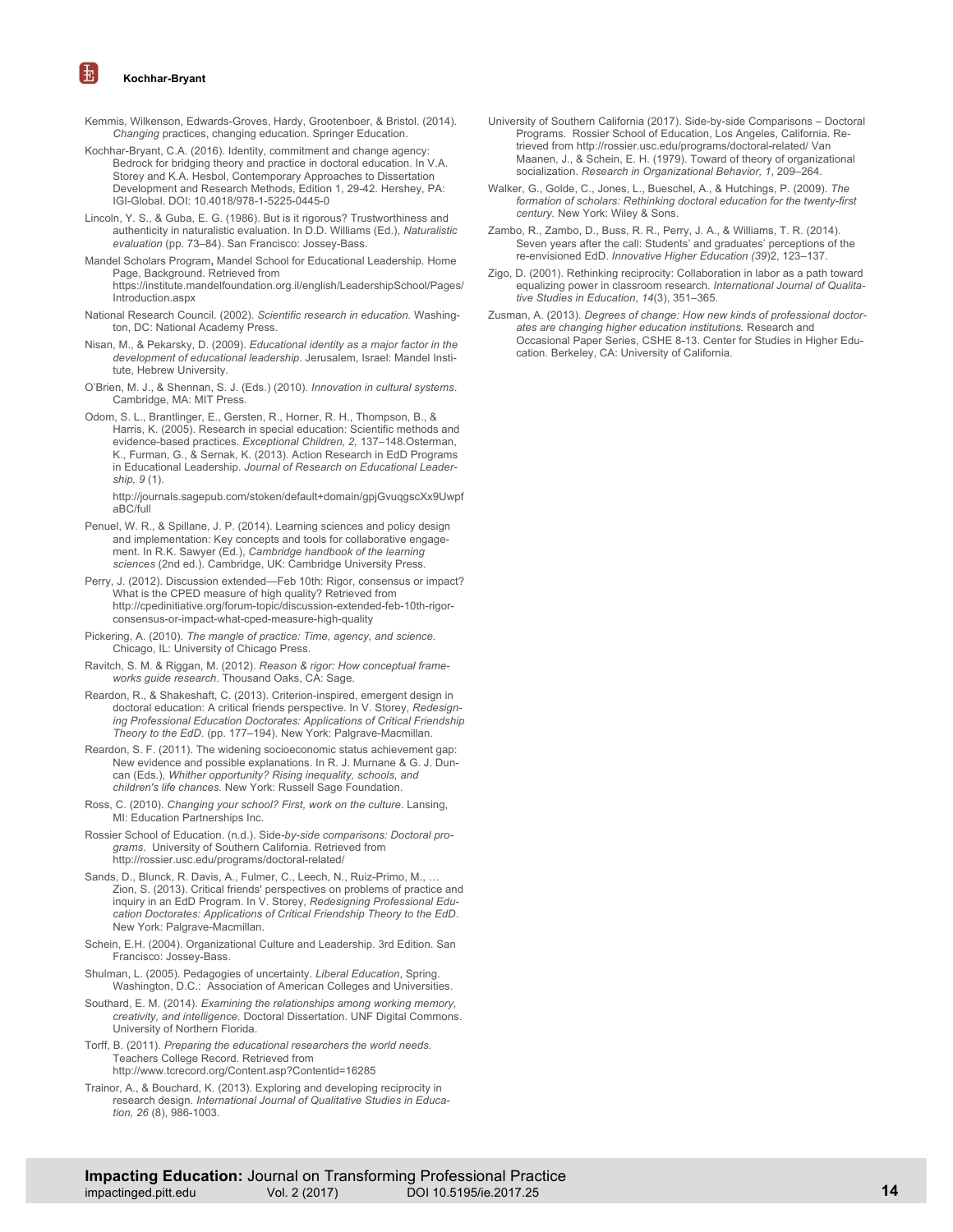Kemmis, Wilkenson, Edwards-Groves, Hardy, Grootenboer, & Bristol. (2014). *Changing* practices, changing education. Springer Education.

Kochhar-Bryant, C.A. (2016). Identity, commitment and change agency: Bedrock for bridging theory and practice in doctoral education. In V.A. Storey and K.A. Hesbol, Contemporary Approaches to Dissertation Development and Research Methods, Edition 1, 29-42. Hershey, PA: IGI-Global. DOI: 10.4018/978-1-5225-0445-0

Lincoln, Y. S., & Guba, E. G. (1986). But is it rigorous? Trustworthiness and authenticity in naturalistic evaluation. In D.D. Williams (Ed.), *Naturalistic evaluation* (pp. 73–84). San Francisco: Jossey-Bass.

Mandel Scholars Program**,** Mandel School for Educational Leadership. Home Page, Background. Retrieved from https://institute.mandelfoundation.org.il/english/LeadershipSchool/Pages/Introduction.aspx

National Research Council. (2002). *Scientific research in education.* Washington, DC: National Academy Press.

Nisan, M., & Pekarsky, D. (2009). *Educational identity as a major factor in the development of educational leadership*. Jerusalem, Israel: Mandel Institute, Hebrew University.

O'Brien, M. J., & Shennan, S. J. (Eds.) (2010). *Innovation in cultural systems*. Cambridge, MA: MIT Press.

Odom, S. L., Brantlinger, E., Gersten, R., Horner, R. H., Thompson, B., & Harris, K. (2005). Research in special education: Scientific methods and evidence-based practices. *Exceptional Children, 2,* 137–148.Osterman, K., Furman, G., & Sernak, K. (2013). Action Research in EdD Programs in Educational Leadership. *Journal of Research on Educational Leadership, 9* (1).

http://journals.sagepub.com/stoken/default+domain/gpjGvuqgscXx9UwpfaBC/full

Penuel, W. R., & Spillane, J. P. (2014). Learning sciences and policy design and implementation: Key concepts and tools for collaborative engagement. In R.K. Sawyer (Ed.), *Cambridge handbook of the learning sciences* (2nd ed.). Cambridge, UK: Cambridge University Press.

Perry, J. (2012). Discussion extended—Feb 10th: Rigor, consensus or impact? What is the CPED measure of high quality? Retrieved from http://cpedinitiative.org/forum-topic/discussion-extended-feb-10th-rigor-consensus-or-impact-what-cped-measure-high-quality

Pickering, A. (2010). *The mangle of practice: Time, agency, and science.* Chicago, IL: University of Chicago Press.

Ravitch, S. M. & Riggan, M. (2012). *Reason & rigor: How conceptual frameworks guide research*. Thousand Oaks, CA: Sage.

Reardon, R., & Shakeshaft, C. (2013). Criterion-inspired, emergent design in doctoral education: A critical friends perspective. In V. Storey, *Redesigning Professional Education Doctorates: Applications of Critical Friendship Theory to the EdD*. (pp. 177–194). New York: Palgrave-Macmillan.

Reardon, S. F. (2011). The widening socioeconomic status achievement gap: New evidence and possible explanations. In R. J. Murnane & G. J. Duncan (Eds.), *Whither opportunity? Rising inequality, schools, and children's life chances.* New York: Russell Sage Foundation.

Ross, C. (2010). *Changing your school? First, work on the culture.* Lansing, MI: Education Partnerships Inc.

Rossier School of Education. (n.d.). Side*-by-side comparisons: Doctoral programs.* University of Southern California. Retrieved from http://rossier.usc.edu/programs/doctoral-related/

Sands, D., Blunck, R. Davis, A., Fulmer, C., Leech, N., Ruiz-Primo, M., … Zion, S. (2013). Critical friends' perspectives on problems of practice and inquiry in an EdD Program. In V. Storey, *Redesigning Professional Education Doctorates: Applications of Critical Friendship Theory to the EdD*. New York: Palgrave-Macmillan.

Schein, E.H. (2004). Organizational Culture and Leadership. 3rd Edition. San Francisco: Jossey-Bass.

Shulman, L. (2005). Pedagogies of uncertainty. *Liberal Education*, Spring. Washington, D.C.: Association of American Colleges and Universities.

Southard, E. M. (2014). *Examining the relationships among working memory, creativity, and intelligence.* Doctoral Dissertation. UNF Digital Commons. University of Northern Florida.

Torff, B. (2011). *Preparing the educational researchers the world needs.* Teachers College Record. Retrieved from http://www.tcrecord.org/Content.asp?Contentid=16285

Trainor, A., & Bouchard, K. (2013). Exploring and developing reciprocity in research design. *International Journal of Qualitative Studies in Education, 26* (8), 986-1003.

University of Southern California (2017). Side-by-side Comparisons – Doctoral Programs. Rossier School of Education, Los Angeles, California. Retrieved from http://rossier.usc.edu/programs/doctoral-related/ Van Maanen, J., & Schein, E. H. (1979). Toward of theory of organizational socialization. *Research in Organizational Behavior, 1*, 209–264.

Walker, G., Golde, C., Jones, L., Bueschel, A., & Hutchings, P. (2009). *The formation of scholars: Rethinking doctoral education for the twenty-first century.* New York: Wiley & Sons.

Zambo, R., Zambo, D., Buss, R. R., Perry, J. A., & Williams, T. R. (2014). Seven years after the call: Students' and graduates' perceptions of the re-envisioned EdD. *Innovative Higher Education (39)*2, 123–137.

Zigo, D. (2001). Rethinking reciprocity: Collaboration in labor as a path toward equalizing power in classroom research. *International Journal of Qualitative Studies in Education*, *14*(3), 351–365.

Zusman, A. (2013). *Degrees of change: How new kinds of professional doctorates are changing higher education institutions.* Research and Occasional Paper Series, CSHE 8-13. Center for Studies in Higher Education. Berkeley, CA: University of California.